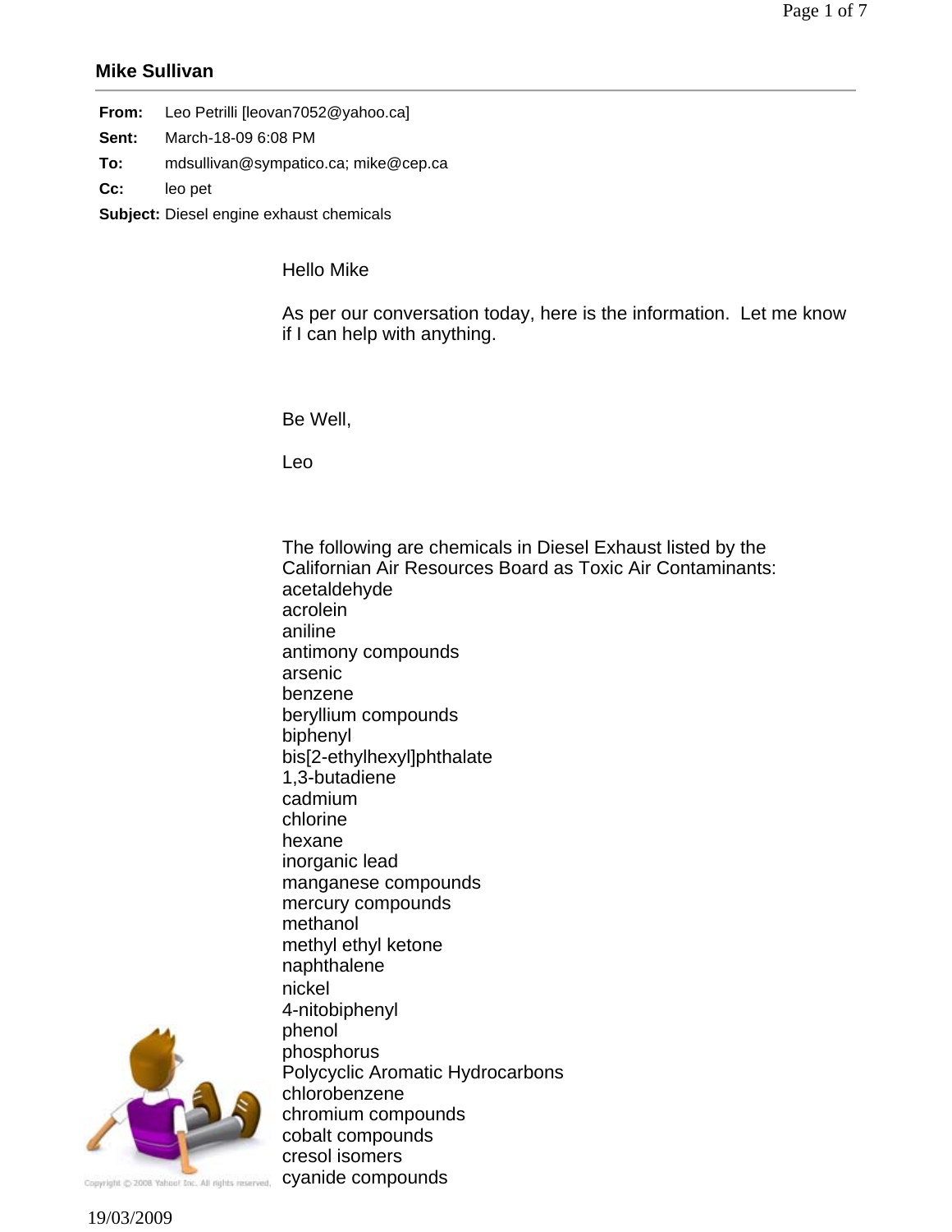## Mike Sullivan

**From:** Leo Petrilli [leovan7052@yahoo.ca]

**Sent:** March-18-09 6:08 PM

**To:** mdsullivan@sympatico.ca; mike@cep.ca

**Cc:** leo pet

**Subject:** Diesel engine exhaust chemicals

Hello Mike

As per our conversation today, here is the information. Let me know if I can help with anything.

Be Well,

Leo

The following are chemicals in Diesel Exhaust listed by the Californian Air Resources Board as Toxic Air Contaminants:

acetaldehyde
acrolein
aniline
antimony compounds
arsenic
benzene
beryllium compounds
biphenyl
bis[2-ethylhexyl]phthalate
1,3-butadiene
cadmium
chlorine
hexane
inorganic lead
manganese compounds
mercury compounds
methanol
methyl ethyl ketone
naphthalene
nickel
4-nitobiphenyl
phenol
phosphorus
Polycyclic Aromatic Hydrocarbons
chlorobenzene
chromium compounds
cobalt compounds
cresol isomers
cyanide compounds

Copyright © 2008 Yahoo! Inc. All rights reserved.

19/03/2009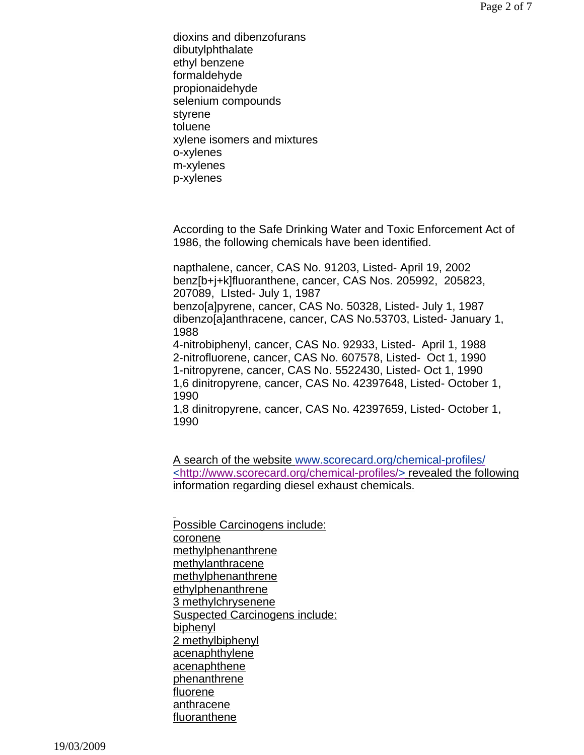dioxins and dibenzofurans
dibutylphthalate
ethyl benzene
formaldehyde
propionaidehyde
selenium compounds
styrene
toluene
xylene isomers and mixtures
o-xylenes
m-xylenes
p-xylenes

According to the Safe Drinking Water and Toxic Enforcement Act of 1986, the following chemicals have been identified.

napthalene, cancer, CAS No. 91203, Listed- April 19, 2002
benz[b+j+k]fluoranthene, cancer, CAS Nos. 205992, 205823, 207089, LIsted- July 1, 1987
benzo[a]pyrene, cancer, CAS No. 50328, Listed- July 1, 1987
dibenzo[a]anthracene, cancer, CAS No.53703, Listed- January 1, 1988
4-nitrobiphenyl, cancer, CAS No. 92933, Listed- April 1, 1988
2-nitrofluorene, cancer, CAS No. 607578, Listed- Oct 1, 1990
1-nitropyrene, cancer, CAS No. 5522430, Listed- Oct 1, 1990
1,6 dinitropyrene, cancer, CAS No. 42397648, Listed- October 1, 1990
1,8 dinitropyrene, cancer, CAS No. 42397659, Listed- October 1, 1990

A search of the website www.scorecard.org/chemical-profiles/ <http://www.scorecard.org/chemical-profiles/> revealed the following information regarding diesel exhaust chemicals.

Possible Carcinogens include:
coronene
methylphenanthrene
methylanthracene
methylphenanthrene
ethylphenanthrene
3 methylchrysenene
Suspected Carcinogens include:
biphenyl
2 methylbiphenyl
acenaphthylene
acenaphthene
phenanthrene
fluorene
anthracene
fluoranthene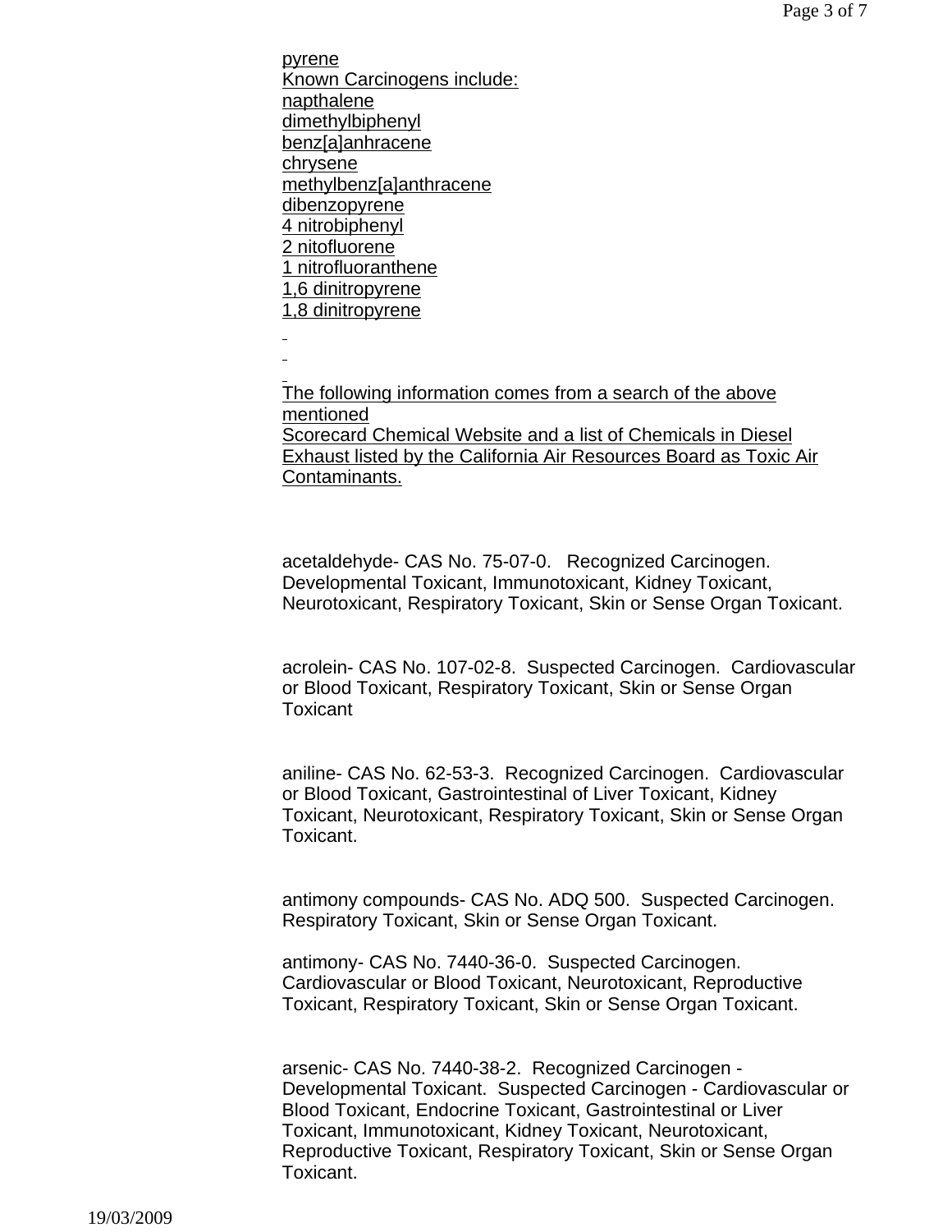pyrene
Known Carcinogens include:
napthalene
dimethylbiphenyl
benz[a]anhracene
chrysene
methylbenz[a]anthracene
dibenzopyrene
4 nitrobiphenyl
2 nitofluorene
1 nitrofluoranthene
1,6 dinitropyrene
1,8 dinitropyrene

The following information comes from a search of the above mentioned
Scorecard Chemical Website and a list of Chemicals in Diesel Exhaust listed by the California Air Resources Board as Toxic Air Contaminants.

acetaldehyde- CAS No. 75-07-0. Recognized Carcinogen. Developmental Toxicant, Immunotoxicant, Kidney Toxicant, Neurotoxicant, Respiratory Toxicant, Skin or Sense Organ Toxicant.

acrolein- CAS No. 107-02-8. Suspected Carcinogen. Cardiovascular or Blood Toxicant, Respiratory Toxicant, Skin or Sense Organ Toxicant

aniline- CAS No. 62-53-3. Recognized Carcinogen. Cardiovascular or Blood Toxicant, Gastrointestinal of Liver Toxicant, Kidney Toxicant, Neurotoxicant, Respiratory Toxicant, Skin or Sense Organ Toxicant.

antimony compounds- CAS No. ADQ 500. Suspected Carcinogen. Respiratory Toxicant, Skin or Sense Organ Toxicant.

antimony- CAS No. 7440-36-0. Suspected Carcinogen. Cardiovascular or Blood Toxicant, Neurotoxicant, Reproductive Toxicant, Respiratory Toxicant, Skin or Sense Organ Toxicant.

arsenic- CAS No. 7440-38-2. Recognized Carcinogen - Developmental Toxicant. Suspected Carcinogen - Cardiovascular or Blood Toxicant, Endocrine Toxicant, Gastrointestinal or Liver Toxicant, Immunotoxicant, Kidney Toxicant, Neurotoxicant, Reproductive Toxicant, Respiratory Toxicant, Skin or Sense Organ Toxicant.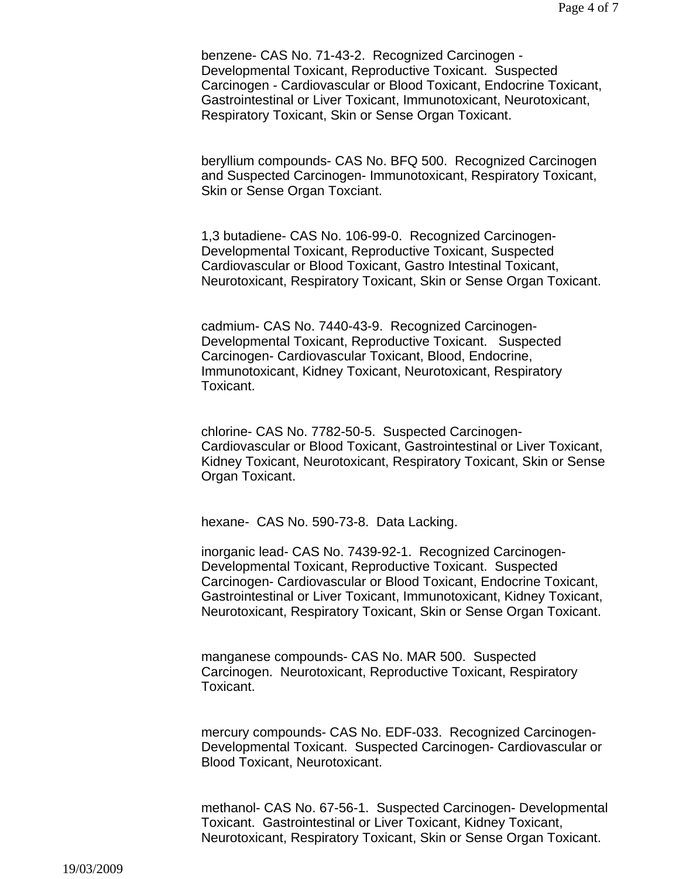benzene- CAS No. 71-43-2.  Recognized Carcinogen - Developmental Toxicant, Reproductive Toxicant.  Suspected Carcinogen - Cardiovascular or Blood Toxicant, Endocrine Toxicant, Gastrointestinal or Liver Toxicant, Immunotoxicant, Neurotoxicant, Respiratory Toxicant, Skin or Sense Organ Toxicant.

beryllium compounds- CAS No. BFQ 500.  Recognized Carcinogen and Suspected Carcinogen- Immunotoxicant, Respiratory Toxicant, Skin or Sense Organ Toxciant.

1,3 butadiene- CAS No. 106-99-0.  Recognized Carcinogen- Developmental Toxicant, Reproductive Toxicant, Suspected Cardiovascular or Blood Toxicant, Gastro Intestinal Toxicant, Neurotoxicant, Respiratory Toxicant, Skin or Sense Organ Toxicant.

cadmium- CAS No. 7440-43-9.  Recognized Carcinogen- Developmental Toxicant, Reproductive Toxicant.   Suspected Carcinogen- Cardiovascular Toxicant, Blood, Endocrine, Immunotoxicant, Kidney Toxicant, Neurotoxicant, Respiratory Toxicant.

chlorine- CAS No. 7782-50-5.  Suspected Carcinogen- Cardiovascular or Blood Toxicant, Gastrointestinal or Liver Toxicant, Kidney Toxicant, Neurotoxicant, Respiratory Toxicant, Skin or Sense Organ Toxicant.

hexane-  CAS No. 590-73-8.  Data Lacking.

inorganic lead- CAS No. 7439-92-1.  Recognized Carcinogen- Developmental Toxicant, Reproductive Toxicant.  Suspected Carcinogen- Cardiovascular or Blood Toxicant, Endocrine Toxicant, Gastrointestinal or Liver Toxicant, Immunotoxicant, Kidney Toxicant, Neurotoxicant, Respiratory Toxicant, Skin or Sense Organ Toxicant.

manganese compounds- CAS No. MAR 500.  Suspected Carcinogen.  Neurotoxicant, Reproductive Toxicant, Respiratory Toxicant.

mercury compounds- CAS No. EDF-033.  Recognized Carcinogen- Developmental Toxicant.  Suspected Carcinogen- Cardiovascular or Blood Toxicant, Neurotoxicant.

methanol- CAS No. 67-56-1.  Suspected Carcinogen- Developmental Toxicant.  Gastrointestinal or Liver Toxicant, Kidney Toxicant, Neurotoxicant, Respiratory Toxicant, Skin or Sense Organ Toxicant.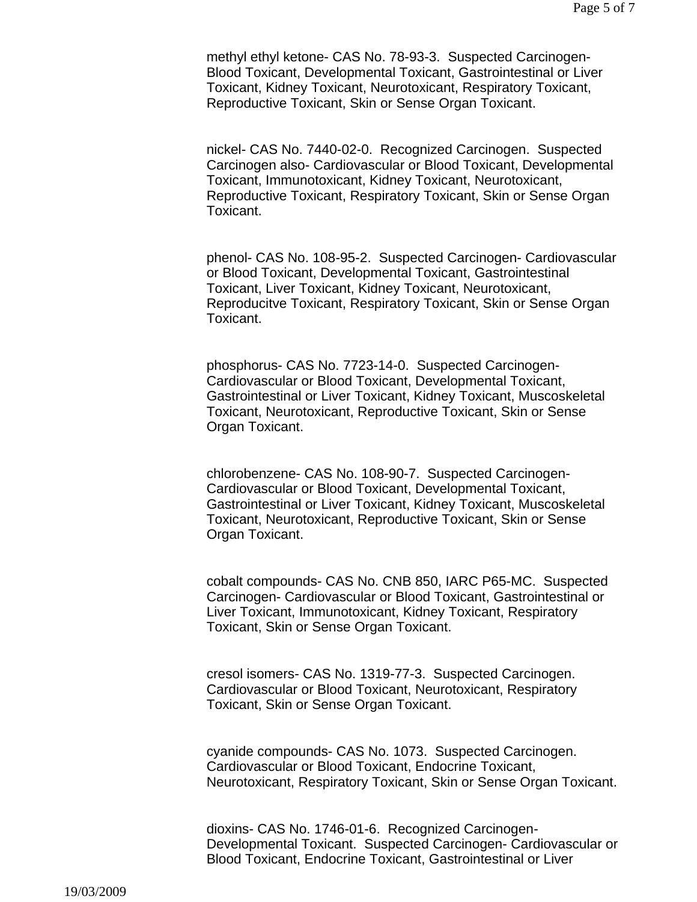methyl ethyl ketone- CAS No. 78-93-3. Suspected Carcinogen- Blood Toxicant, Developmental Toxicant, Gastrointestinal or Liver Toxicant, Kidney Toxicant, Neurotoxicant, Respiratory Toxicant, Reproductive Toxicant, Skin or Sense Organ Toxicant.

nickel- CAS No. 7440-02-0. Recognized Carcinogen. Suspected Carcinogen also- Cardiovascular or Blood Toxicant, Developmental Toxicant, Immunotoxicant, Kidney Toxicant, Neurotoxicant, Reproductive Toxicant, Respiratory Toxicant, Skin or Sense Organ Toxicant.

phenol- CAS No. 108-95-2. Suspected Carcinogen- Cardiovascular or Blood Toxicant, Developmental Toxicant, Gastrointestinal Toxicant, Liver Toxicant, Kidney Toxicant, Neurotoxicant, Reproducitve Toxicant, Respiratory Toxicant, Skin or Sense Organ Toxicant.

phosphorus- CAS No. 7723-14-0. Suspected Carcinogen- Cardiovascular or Blood Toxicant, Developmental Toxicant, Gastrointestinal or Liver Toxicant, Kidney Toxicant, Muscoskeletal Toxicant, Neurotoxicant, Reproductive Toxicant, Skin or Sense Organ Toxicant.

chlorobenzene- CAS No. 108-90-7. Suspected Carcinogen- Cardiovascular or Blood Toxicant, Developmental Toxicant, Gastrointestinal or Liver Toxicant, Kidney Toxicant, Muscoskeletal Toxicant, Neurotoxicant, Reproductive Toxicant, Skin or Sense Organ Toxicant.

cobalt compounds- CAS No. CNB 850, IARC P65-MC. Suspected Carcinogen- Cardiovascular or Blood Toxicant, Gastrointestinal or Liver Toxicant, Immunotoxicant, Kidney Toxicant, Respiratory Toxicant, Skin or Sense Organ Toxicant.

cresol isomers- CAS No. 1319-77-3. Suspected Carcinogen. Cardiovascular or Blood Toxicant, Neurotoxicant, Respiratory Toxicant, Skin or Sense Organ Toxicant.

cyanide compounds- CAS No. 1073. Suspected Carcinogen. Cardiovascular or Blood Toxicant, Endocrine Toxicant, Neurotoxicant, Respiratory Toxicant, Skin or Sense Organ Toxicant.

dioxins- CAS No. 1746-01-6. Recognized Carcinogen- Developmental Toxicant. Suspected Carcinogen- Cardiovascular or Blood Toxicant, Endocrine Toxicant, Gastrointestinal or Liver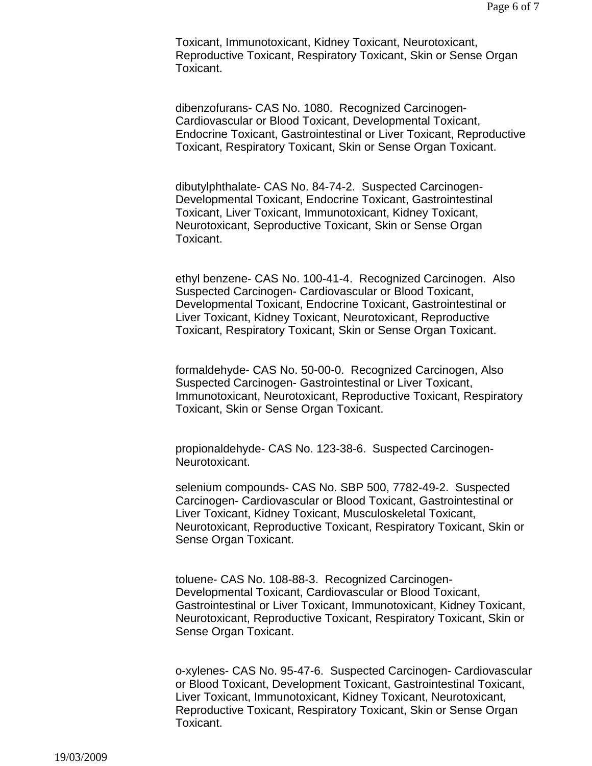Toxicant, Immunotoxicant, Kidney Toxicant, Neurotoxicant, Reproductive Toxicant, Respiratory Toxicant, Skin or Sense Organ Toxicant.

dibenzofurans- CAS No. 1080. Recognized Carcinogen- Cardiovascular or Blood Toxicant, Developmental Toxicant, Endocrine Toxicant, Gastrointestinal or Liver Toxicant, Reproductive Toxicant, Respiratory Toxicant, Skin or Sense Organ Toxicant.

dibutylphthalate- CAS No. 84-74-2. Suspected Carcinogen- Developmental Toxicant, Endocrine Toxicant, Gastrointestinal Toxicant, Liver Toxicant, Immunotoxicant, Kidney Toxicant, Neurotoxicant, Seproductive Toxicant, Skin or Sense Organ Toxicant.

ethyl benzene- CAS No. 100-41-4. Recognized Carcinogen. Also Suspected Carcinogen- Cardiovascular or Blood Toxicant, Developmental Toxicant, Endocrine Toxicant, Gastrointestinal or Liver Toxicant, Kidney Toxicant, Neurotoxicant, Reproductive Toxicant, Respiratory Toxicant, Skin or Sense Organ Toxicant.

formaldehyde- CAS No. 50-00-0. Recognized Carcinogen, Also Suspected Carcinogen- Gastrointestinal or Liver Toxicant, Immunotoxicant, Neurotoxicant, Reproductive Toxicant, Respiratory Toxicant, Skin or Sense Organ Toxicant.

propionaldehyde- CAS No. 123-38-6. Suspected Carcinogen- Neurotoxicant.

selenium compounds- CAS No. SBP 500, 7782-49-2. Suspected Carcinogen- Cardiovascular or Blood Toxicant, Gastrointestinal or Liver Toxicant, Kidney Toxicant, Musculoskeletal Toxicant, Neurotoxicant, Reproductive Toxicant, Respiratory Toxicant, Skin or Sense Organ Toxicant.

toluene- CAS No. 108-88-3. Recognized Carcinogen- Developmental Toxicant, Cardiovascular or Blood Toxicant, Gastrointestinal or Liver Toxicant, Immunotoxicant, Kidney Toxicant, Neurotoxicant, Reproductive Toxicant, Respiratory Toxicant, Skin or Sense Organ Toxicant.

o-xylenes- CAS No. 95-47-6. Suspected Carcinogen- Cardiovascular or Blood Toxicant, Development Toxicant, Gastrointestinal Toxicant, Liver Toxicant, Immunotoxicant, Kidney Toxicant, Neurotoxicant, Reproductive Toxicant, Respiratory Toxicant, Skin or Sense Organ Toxicant.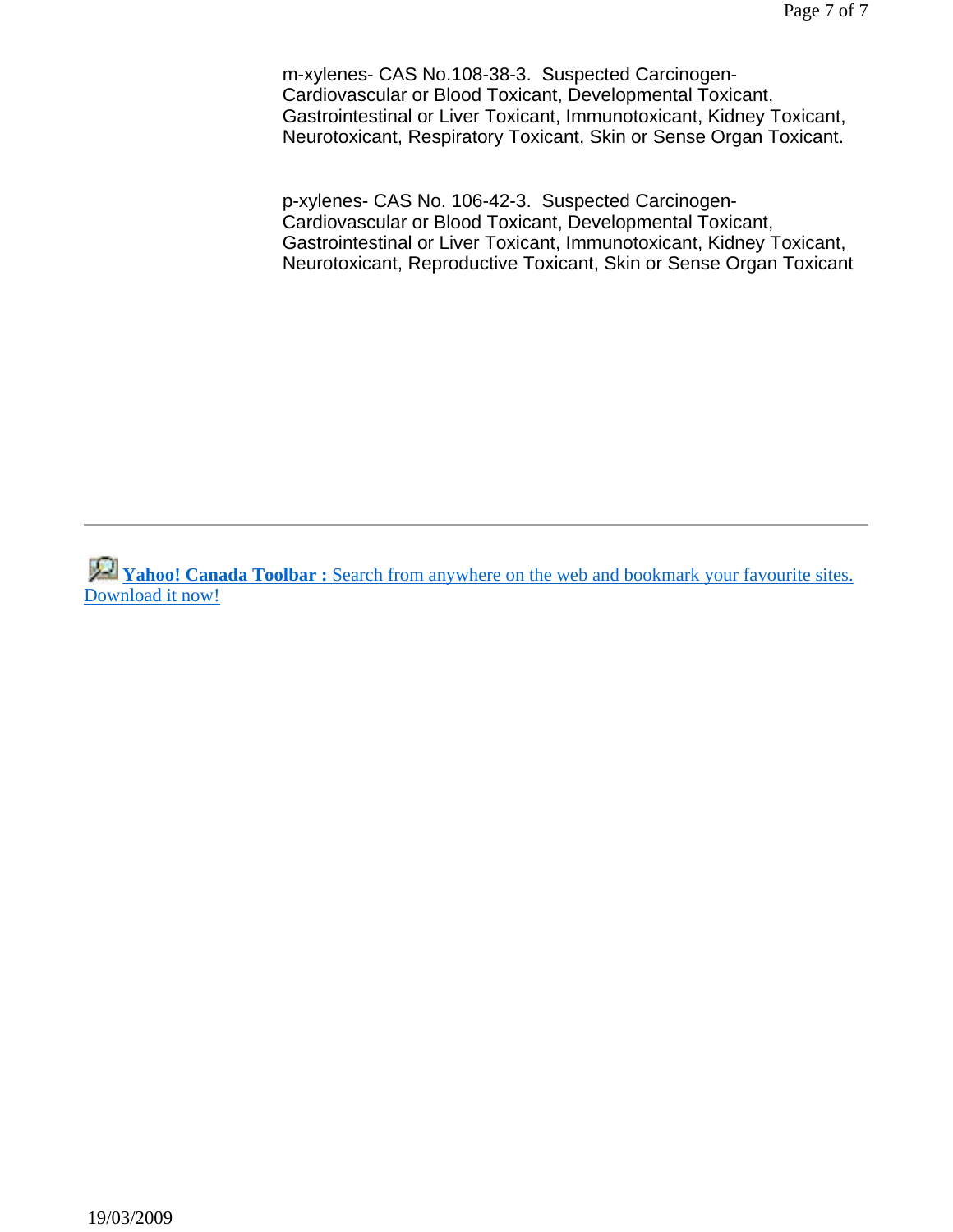m-xylenes- CAS No.108-38-3. Suspected Carcinogen-Cardiovascular or Blood Toxicant, Developmental Toxicant, Gastrointestinal or Liver Toxicant, Immunotoxicant, Kidney Toxicant, Neurotoxicant, Respiratory Toxicant, Skin or Sense Organ Toxicant.

p-xylenes- CAS No. 106-42-3. Suspected Carcinogen-Cardiovascular or Blood Toxicant, Developmental Toxicant, Gastrointestinal or Liver Toxicant, Immunotoxicant, Kidney Toxicant, Neurotoxicant, Reproductive Toxicant, Skin or Sense Organ Toxicant

---

**Yahoo! Canada Toolbar :** Search from anywhere on the web and bookmark your favourite sites. Download it now!

19/03/2009